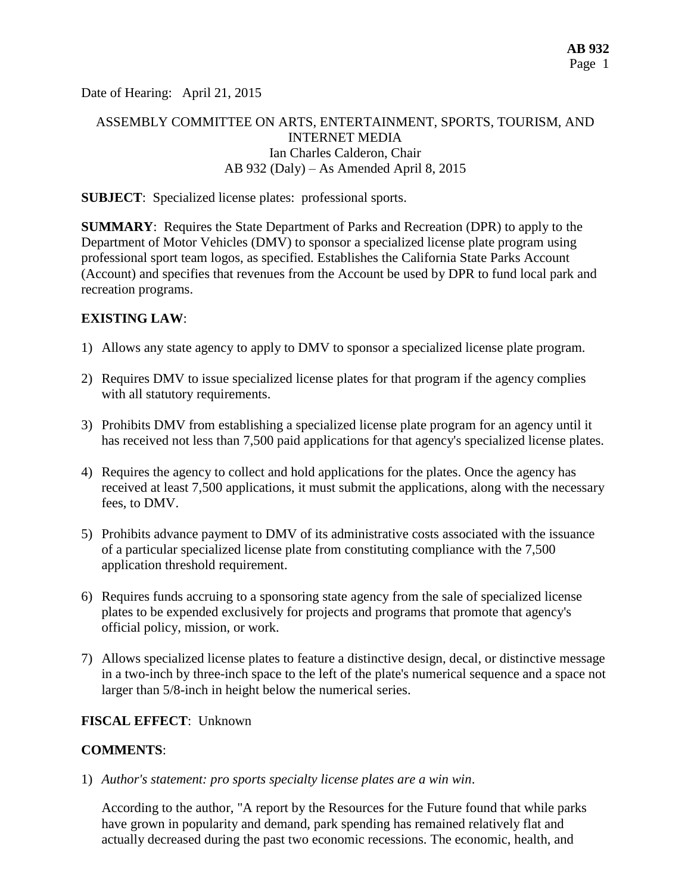Date of Hearing: April 21, 2015

ASSEMBLY COMMITTEE ON ARTS, ENTERTAINMENT, SPORTS, TOURISM, AND INTERNET MEDIA
Ian Charles Calderon, Chair
AB 932 (Daly) – As Amended April 8, 2015

**SUBJECT**: Specialized license plates: professional sports.

**SUMMARY**: Requires the State Department of Parks and Recreation (DPR) to apply to the Department of Motor Vehicles (DMV) to sponsor a specialized license plate program using professional sport team logos, as specified. Establishes the California State Parks Account (Account) and specifies that revenues from the Account be used by DPR to fund local park and recreation programs.

**EXISTING LAW**:

1) Allows any state agency to apply to DMV to sponsor a specialized license plate program.

2) Requires DMV to issue specialized license plates for that program if the agency complies with all statutory requirements.

3) Prohibits DMV from establishing a specialized license plate program for an agency until it has received not less than 7,500 paid applications for that agency's specialized license plates.

4) Requires the agency to collect and hold applications for the plates. Once the agency has received at least 7,500 applications, it must submit the applications, along with the necessary fees, to DMV.

5) Prohibits advance payment to DMV of its administrative costs associated with the issuance of a particular specialized license plate from constituting compliance with the 7,500 application threshold requirement.

6) Requires funds accruing to a sponsoring state agency from the sale of specialized license plates to be expended exclusively for projects and programs that promote that agency's official policy, mission, or work.

7) Allows specialized license plates to feature a distinctive design, decal, or distinctive message in a two-inch by three-inch space to the left of the plate's numerical sequence and a space not larger than 5/8-inch in height below the numerical series.

**FISCAL EFFECT**: Unknown

**COMMENTS**:

1) *Author's statement: pro sports specialty license plates are a win win*.

   According to the author, "A report by the Resources for the Future found that while parks have grown in popularity and demand, park spending has remained relatively flat and actually decreased during the past two economic recessions. The economic, health, and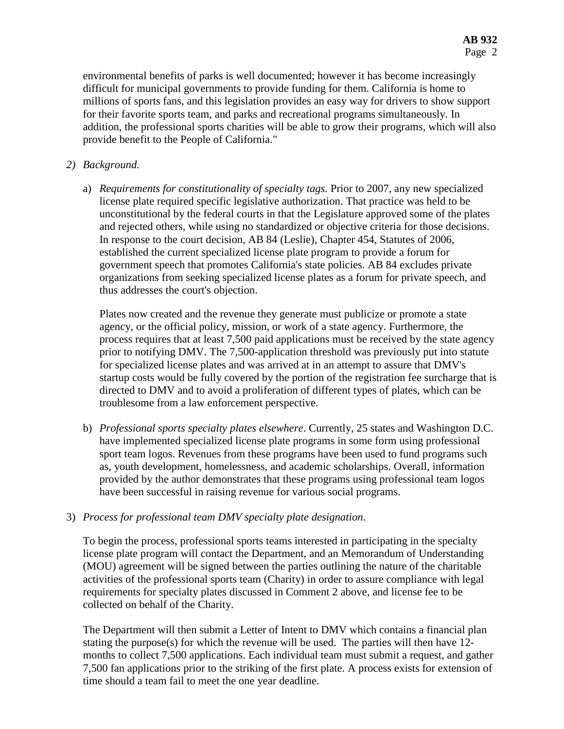environmental benefits of parks is well documented; however it has become increasingly difficult for municipal governments to provide funding for them. California is home to millions of sports fans, and this legislation provides an easy way for drivers to show support for their favorite sports team, and parks and recreational programs simultaneously. In addition, the professional sports charities will be able to grow their programs, which will also provide benefit to the People of California."

2) *Background.*

   a) *Requirements for constitutionality of specialty tags.* Prior to 2007, any new specialized license plate required specific legislative authorization. That practice was held to be unconstitutional by the federal courts in that the Legislature approved some of the plates and rejected others, while using no standardized or objective criteria for those decisions. In response to the court decision, AB 84 (Leslie), Chapter 454, Statutes of 2006, established the current specialized license plate program to provide a forum for government speech that promotes California's state policies. AB 84 excludes private organizations from seeking specialized license plates as a forum for private speech, and thus addresses the court's objection.

      Plates now created and the revenue they generate must publicize or promote a state agency, or the official policy, mission, or work of a state agency. Furthermore, the process requires that at least 7,500 paid applications must be received by the state agency prior to notifying DMV. The 7,500-application threshold was previously put into statute for specialized license plates and was arrived at in an attempt to assure that DMV's startup costs would be fully covered by the portion of the registration fee surcharge that is directed to DMV and to avoid a proliferation of different types of plates, which can be troublesome from a law enforcement perspective.

   b) *Professional sports specialty plates elsewhere*. Currently, 25 states and Washington D.C. have implemented specialized license plate programs in some form using professional sport team logos. Revenues from these programs have been used to fund programs such as, youth development, homelessness, and academic scholarships. Overall, information provided by the author demonstrates that these programs using professional team logos have been successful in raising revenue for various social programs.

3) *Process for professional team DMV specialty plate designation*.

   To begin the process, professional sports teams interested in participating in the specialty license plate program will contact the Department, and an Memorandum of Understanding (MOU) agreement will be signed between the parties outlining the nature of the charitable activities of the professional sports team (Charity) in order to assure compliance with legal requirements for specialty plates discussed in Comment 2 above, and license fee to be collected on behalf of the Charity.

   The Department will then submit a Letter of Intent to DMV which contains a financial plan stating the purpose(s) for which the revenue will be used. The parties will then have 12-months to collect 7,500 applications. Each individual team must submit a request, and gather 7,500 fan applications prior to the striking of the first plate. A process exists for extension of time should a team fail to meet the one year deadline.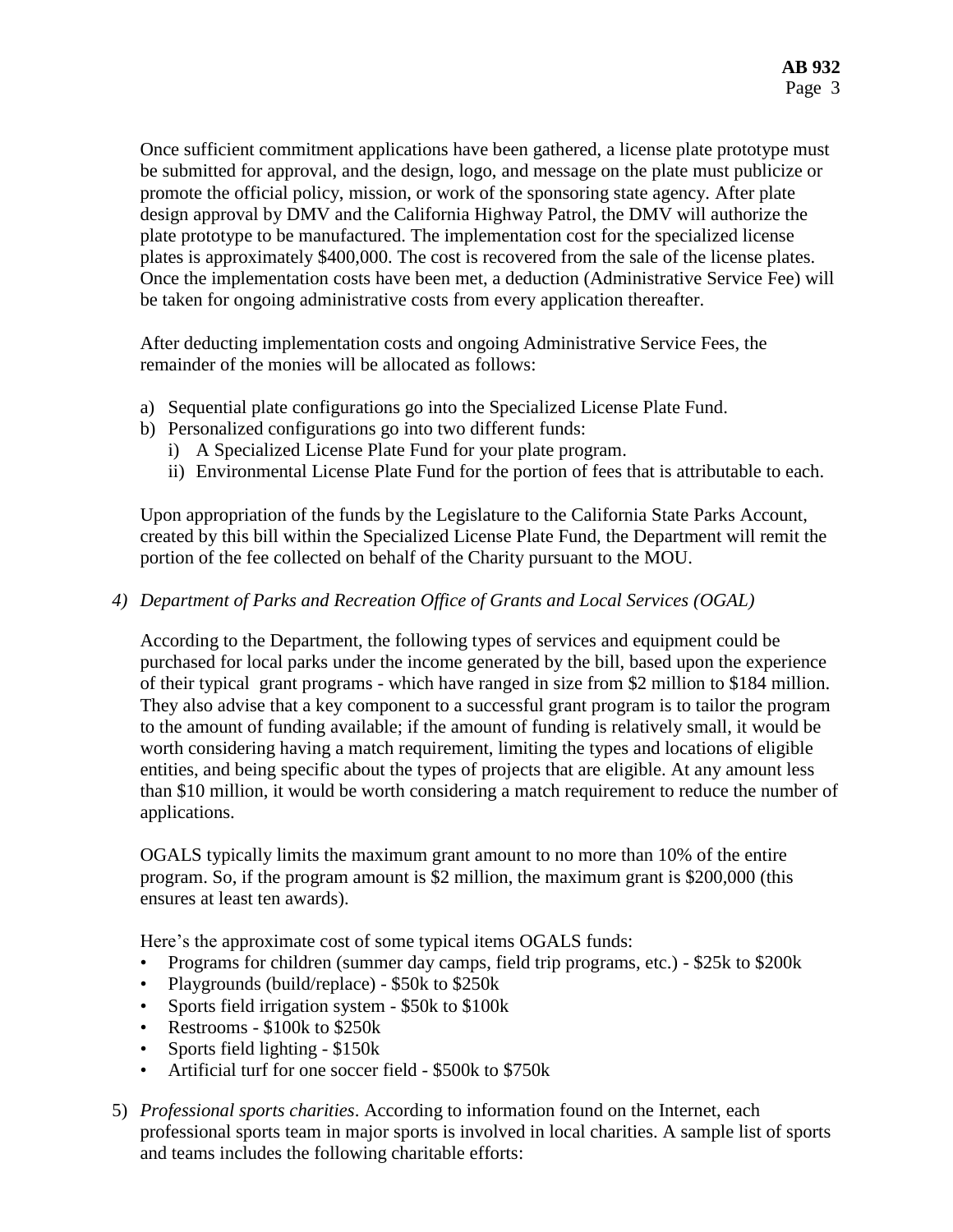Once sufficient commitment applications have been gathered, a license plate prototype must be submitted for approval, and the design, logo, and message on the plate must publicize or promote the official policy, mission, or work of the sponsoring state agency. After plate design approval by DMV and the California Highway Patrol, the DMV will authorize the plate prototype to be manufactured. The implementation cost for the specialized license plates is approximately $400,000. The cost is recovered from the sale of the license plates. Once the implementation costs have been met, a deduction (Administrative Service Fee) will be taken for ongoing administrative costs from every application thereafter.

After deducting implementation costs and ongoing Administrative Service Fees, the remainder of the monies will be allocated as follows:

a) Sequential plate configurations go into the Specialized License Plate Fund.
b) Personalized configurations go into two different funds:
   i) A Specialized License Plate Fund for your plate program.
   ii) Environmental License Plate Fund for the portion of fees that is attributable to each.

Upon appropriation of the funds by the Legislature to the California State Parks Account, created by this bill within the Specialized License Plate Fund, the Department will remit the portion of the fee collected on behalf of the Charity pursuant to the MOU.

4) *Department of Parks and Recreation Office of Grants and Local Services (OGAL)*

   According to the Department, the following types of services and equipment could be purchased for local parks under the income generated by the bill, based upon the experience of their typical grant programs - which have ranged in size from $2 million to $184 million. They also advise that a key component to a successful grant program is to tailor the program to the amount of funding available; if the amount of funding is relatively small, it would be worth considering having a match requirement, limiting the types and locations of eligible entities, and being specific about the types of projects that are eligible. At any amount less than $10 million, it would be worth considering a match requirement to reduce the number of applications.

   OGALS typically limits the maximum grant amount to no more than 10% of the entire program. So, if the program amount is $2 million, the maximum grant is $200,000 (this ensures at least ten awards).

   Here's the approximate cost of some typical items OGALS funds:

   - Programs for children (summer day camps, field trip programs, etc.) - $25k to $200k
   - Playgrounds (build/replace) - $50k to $250k
   - Sports field irrigation system - $50k to $100k
   - Restrooms - $100k to $250k
   - Sports field lighting - $150k
   - Artificial turf for one soccer field - $500k to $750k

5) *Professional sports charities*. According to information found on the Internet, each professional sports team in major sports is involved in local charities. A sample list of sports and teams includes the following charitable efforts: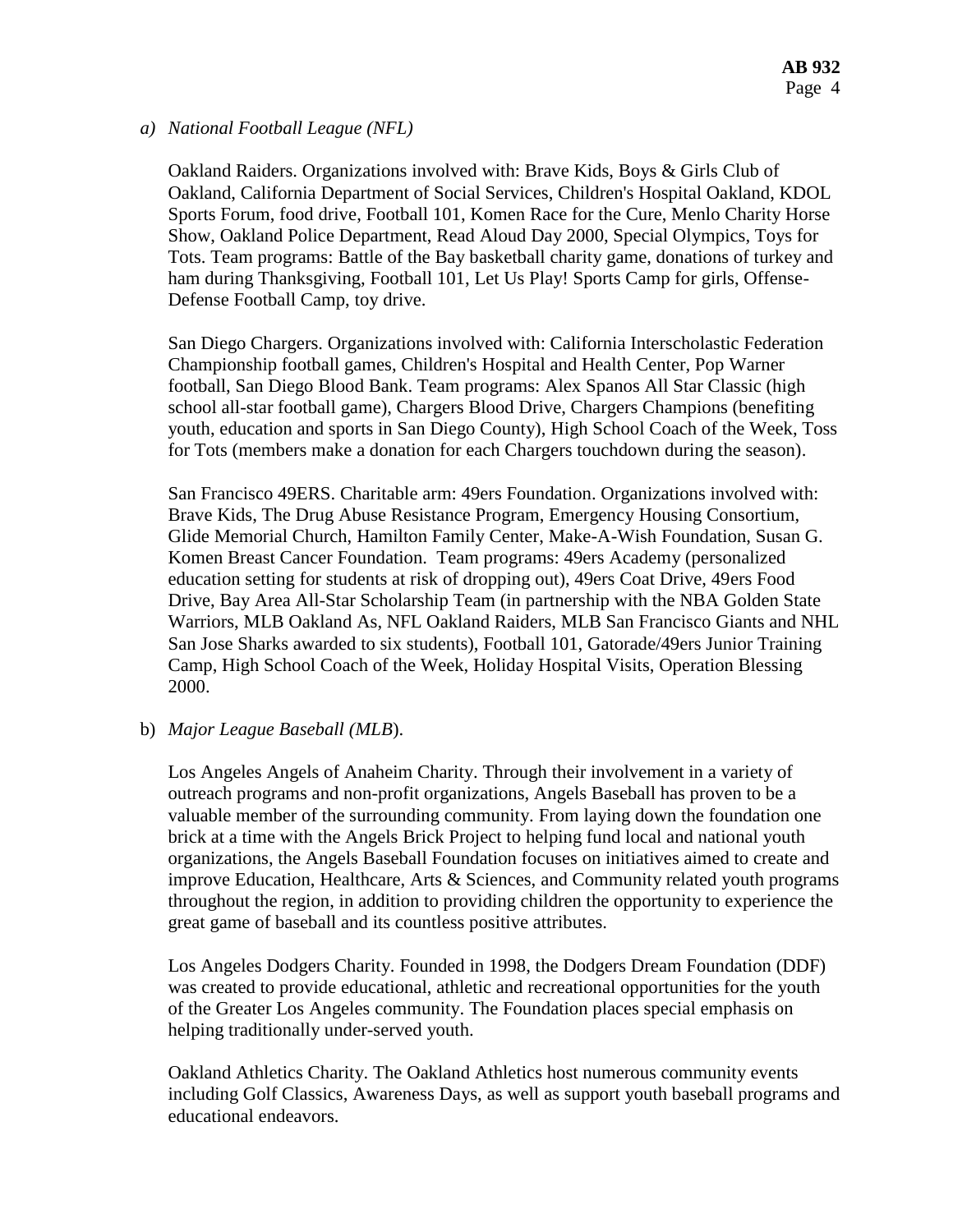a) *National Football League (NFL)*

Oakland Raiders. Organizations involved with: Brave Kids, Boys & Girls Club of Oakland, California Department of Social Services, Children's Hospital Oakland, KDOL Sports Forum, food drive, Football 101, Komen Race for the Cure, Menlo Charity Horse Show, Oakland Police Department, Read Aloud Day 2000, Special Olympics, Toys for Tots. Team programs: Battle of the Bay basketball charity game, donations of turkey and ham during Thanksgiving, Football 101, Let Us Play! Sports Camp for girls, Offense-Defense Football Camp, toy drive.

San Diego Chargers. Organizations involved with: California Interscholastic Federation Championship football games, Children's Hospital and Health Center, Pop Warner football, San Diego Blood Bank. Team programs: Alex Spanos All Star Classic (high school all-star football game), Chargers Blood Drive, Chargers Champions (benefiting youth, education and sports in San Diego County), High School Coach of the Week, Toss for Tots (members make a donation for each Chargers touchdown during the season).

San Francisco 49ERS. Charitable arm: 49ers Foundation. Organizations involved with: Brave Kids, The Drug Abuse Resistance Program, Emergency Housing Consortium, Glide Memorial Church, Hamilton Family Center, Make-A-Wish Foundation, Susan G. Komen Breast Cancer Foundation. Team programs: 49ers Academy (personalized education setting for students at risk of dropping out), 49ers Coat Drive, 49ers Food Drive, Bay Area All-Star Scholarship Team (in partnership with the NBA Golden State Warriors, MLB Oakland As, NFL Oakland Raiders, MLB San Francisco Giants and NHL San Jose Sharks awarded to six students), Football 101, Gatorade/49ers Junior Training Camp, High School Coach of the Week, Holiday Hospital Visits, Operation Blessing 2000.

b) *Major League Baseball (MLB*).

Los Angeles Angels of Anaheim Charity. Through their involvement in a variety of outreach programs and non-profit organizations, Angels Baseball has proven to be a valuable member of the surrounding community. From laying down the foundation one brick at a time with the Angels Brick Project to helping fund local and national youth organizations, the Angels Baseball Foundation focuses on initiatives aimed to create and improve Education, Healthcare, Arts & Sciences, and Community related youth programs throughout the region, in addition to providing children the opportunity to experience the great game of baseball and its countless positive attributes.

Los Angeles Dodgers Charity. Founded in 1998, the Dodgers Dream Foundation (DDF) was created to provide educational, athletic and recreational opportunities for the youth of the Greater Los Angeles community. The Foundation places special emphasis on helping traditionally under-served youth.

Oakland Athletics Charity. The Oakland Athletics host numerous community events including Golf Classics, Awareness Days, as well as support youth baseball programs and educational endeavors.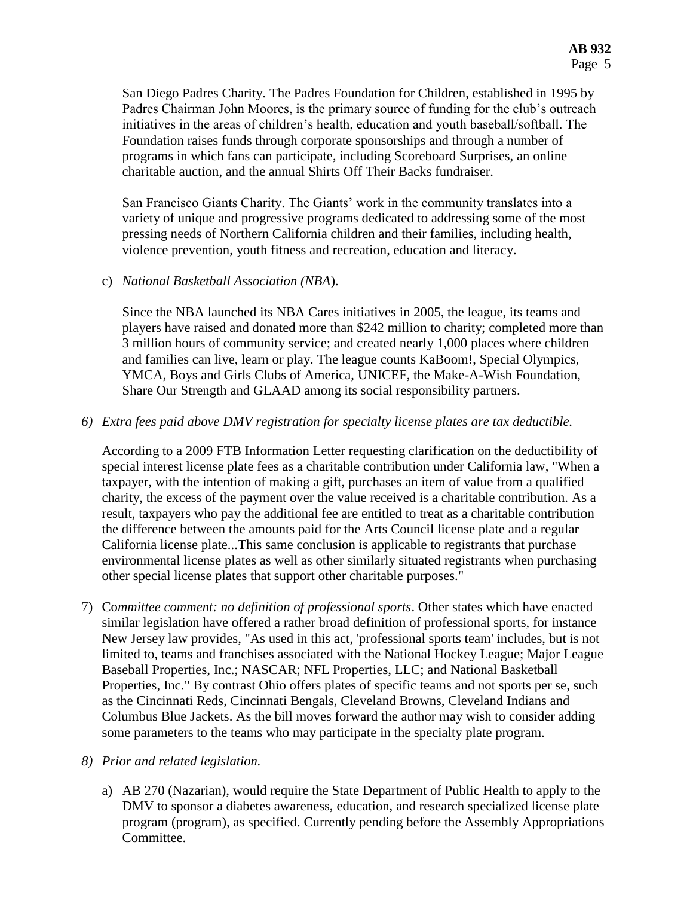San Diego Padres Charity. The Padres Foundation for Children, established in 1995 by Padres Chairman John Moores, is the primary source of funding for the club's outreach initiatives in the areas of children's health, education and youth baseball/softball. The Foundation raises funds through corporate sponsorships and through a number of programs in which fans can participate, including Scoreboard Surprises, an online charitable auction, and the annual Shirts Off Their Backs fundraiser.

San Francisco Giants Charity. The Giants' work in the community translates into a variety of unique and progressive programs dedicated to addressing some of the most pressing needs of Northern California children and their families, including health, violence prevention, youth fitness and recreation, education and literacy.

c) *National Basketball Association (NBA*).

Since the NBA launched its NBA Cares initiatives in 2005, the league, its teams and players have raised and donated more than $242 million to charity; completed more than 3 million hours of community service; and created nearly 1,000 places where children and families can live, learn or play. The league counts KaBoom!, Special Olympics, YMCA, Boys and Girls Clubs of America, UNICEF, the Make-A-Wish Foundation, Share Our Strength and GLAAD among its social responsibility partners.

6) *Extra fees paid above DMV registration for specialty license plates are tax deductible.*

According to a 2009 FTB Information Letter requesting clarification on the deductibility of special interest license plate fees as a charitable contribution under California law, "When a taxpayer, with the intention of making a gift, purchases an item of value from a qualified charity, the excess of the payment over the value received is a charitable contribution. As a result, taxpayers who pay the additional fee are entitled to treat as a charitable contribution the difference between the amounts paid for the Arts Council license plate and a regular California license plate...This same conclusion is applicable to registrants that purchase environmental license plates as well as other similarly situated registrants when purchasing other special license plates that support other charitable purposes."

7) C*ommittee comment: no definition of professional sports*. Other states which have enacted similar legislation have offered a rather broad definition of professional sports, for instance New Jersey law provides, "As used in this act, 'professional sports team' includes, but is not limited to, teams and franchises associated with the National Hockey League; Major League Baseball Properties, Inc.; NASCAR; NFL Properties, LLC; and National Basketball Properties, Inc." By contrast Ohio offers plates of specific teams and not sports per se, such as the Cincinnati Reds, Cincinnati Bengals, Cleveland Browns, Cleveland Indians and Columbus Blue Jackets. As the bill moves forward the author may wish to consider adding some parameters to the teams who may participate in the specialty plate program.

8) *Prior and related legislation.*

   a) AB 270 (Nazarian), would require the State Department of Public Health to apply to the DMV to sponsor a diabetes awareness, education, and research specialized license plate program (program), as specified. Currently pending before the Assembly Appropriations Committee.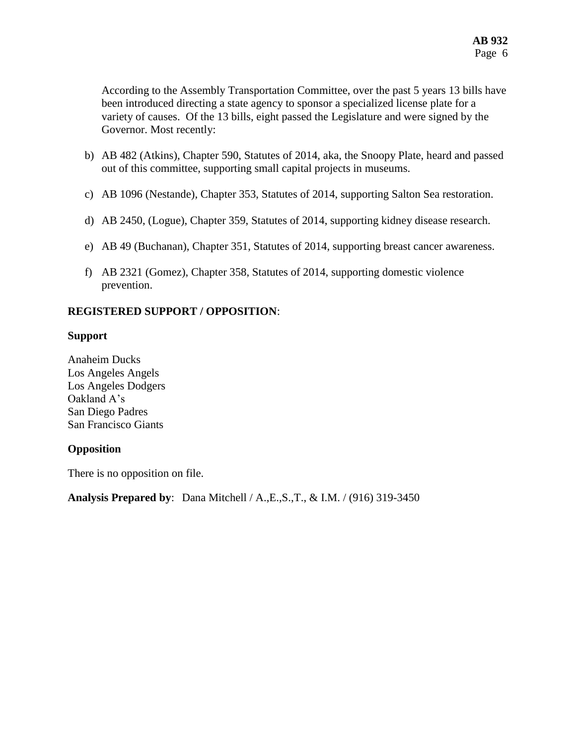According to the Assembly Transportation Committee, over the past 5 years 13 bills have been introduced directing a state agency to sponsor a specialized license plate for a variety of causes. Of the 13 bills, eight passed the Legislature and were signed by the Governor. Most recently:

b) AB 482 (Atkins), Chapter 590, Statutes of 2014, aka, the Snoopy Plate, heard and passed out of this committee, supporting small capital projects in museums.

c) AB 1096 (Nestande), Chapter 353, Statutes of 2014, supporting Salton Sea restoration.

d) AB 2450, (Logue), Chapter 359, Statutes of 2014, supporting kidney disease research.

e) AB 49 (Buchanan), Chapter 351, Statutes of 2014, supporting breast cancer awareness.

f) AB 2321 (Gomez), Chapter 358, Statutes of 2014, supporting domestic violence prevention.

**REGISTERED SUPPORT / OPPOSITION**:

**Support**

Anaheim Ducks
Los Angeles Angels
Los Angeles Dodgers
Oakland A's
San Diego Padres
San Francisco Giants

**Opposition**

There is no opposition on file.

**Analysis Prepared by**: Dana Mitchell / A.,E.,S.,T., & I.M. / (916) 319-3450